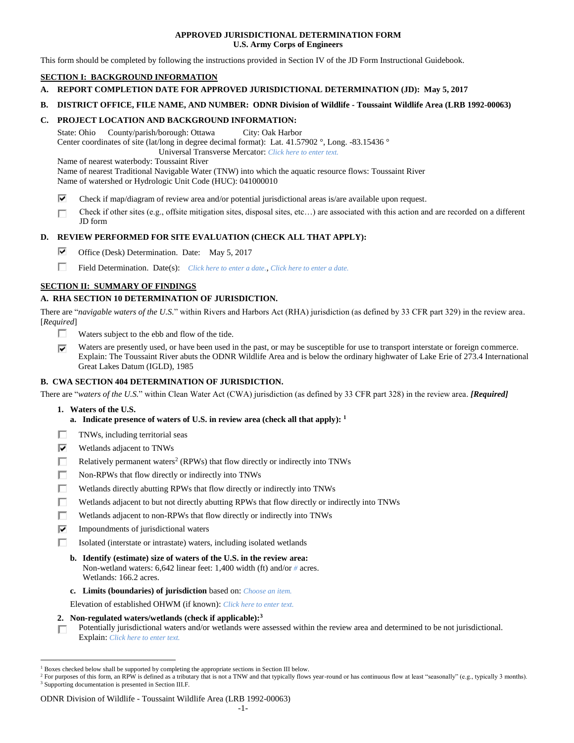**APPROVED JURISDICTIONAL DETERMINATION FORM**
**U.S. Army Corps of Engineers**

This form should be completed by following the instructions provided in Section IV of the JD Form Instructional Guidebook.

## SECTION I: BACKGROUND INFORMATION

**A. REPORT COMPLETION DATE FOR APPROVED JURISDICTIONAL DETERMINATION (JD): May 5, 2017**

**B. DISTRICT OFFICE, FILE NAME, AND NUMBER: ODNR Division of Wildlife - Toussaint Wildlife Area (LRB 1992-00063)**

**C. PROJECT LOCATION AND BACKGROUND INFORMATION:**

State: Ohio County/parish/borough: Ottawa City: Oak Harbor
Center coordinates of site (lat/long in degree decimal format): Lat. 41.57902 °, Long. -83.15436 °
Universal Transverse Mercator: *Click here to enter text.*
Name of nearest waterbody: Toussaint River
Name of nearest Traditional Navigable Water (TNW) into which the aquatic resource flows: Toussaint River
Name of watershed or Hydrologic Unit Code (HUC): 041000010

☑ Check if map/diagram of review area and/or potential jurisdictional areas is/are available upon request.

☐ Check if other sites (e.g., offsite mitigation sites, disposal sites, etc…) are associated with this action and are recorded on a different JD form

**D. REVIEW PERFORMED FOR SITE EVALUATION (CHECK ALL THAT APPLY):**

☑ Office (Desk) Determination. Date: May 5, 2017

☐ Field Determination. Date(s): *Click here to enter a date., Click here to enter a date.*

## SECTION II: SUMMARY OF FINDINGS

**A. RHA SECTION 10 DETERMINATION OF JURISDICTION.**

There are "*navigable waters of the U.S.*" within Rivers and Harbors Act (RHA) jurisdiction (as defined by 33 CFR part 329) in the review area. [*Required*]

☐ Waters subject to the ebb and flow of the tide.

☑ Waters are presently used, or have been used in the past, or may be susceptible for use to transport interstate or foreign commerce. Explain: The Toussaint River abuts the ODNR Wildlife Area and is below the ordinary highwater of Lake Erie of 273.4 International Great Lakes Datum (IGLD), 1985

**B. CWA SECTION 404 DETERMINATION OF JURISDICTION.**

There are "*waters of the U.S.*" within Clean Water Act (CWA) jurisdiction (as defined by 33 CFR part 328) in the review area. ***[Required]***

**1. Waters of the U.S.**

**a. Indicate presence of waters of U.S. in review area (check all that apply):** [1]

☐ TNWs, including territorial seas
☑ Wetlands adjacent to TNWs
☐ Relatively permanent waters[2] (RPWs) that flow directly or indirectly into TNWs
☐ Non-RPWs that flow directly or indirectly into TNWs
☐ Wetlands directly abutting RPWs that flow directly or indirectly into TNWs
☐ Wetlands adjacent to but not directly abutting RPWs that flow directly or indirectly into TNWs
☐ Wetlands adjacent to non-RPWs that flow directly or indirectly into TNWs
☑ Impoundments of jurisdictional waters
☐ Isolated (interstate or intrastate) waters, including isolated wetlands

**b. Identify (estimate) size of waters of the U.S. in the review area:**
Non-wetland waters: 6,642 linear feet: 1,400 width (ft) and/or *#* acres.
Wetlands: 166.2 acres.

**c. Limits (boundaries) of jurisdiction** based on: *Choose an item.*

Elevation of established OHWM (if known): *Click here to enter text.*

**2. Non-regulated waters/wetlands (check if applicable):**[3]

☐ Potentially jurisdictional waters and/or wetlands were assessed within the review area and determined to be not jurisdictional. Explain: *Click here to enter text.*

---

[1] Boxes checked below shall be supported by completing the appropriate sections in Section III below.
[2] For purposes of this form, an RPW is defined as a tributary that is not a TNW and that typically flows year-round or has continuous flow at least "seasonally" (e.g., typically 3 months).
[3] Supporting documentation is presented in Section III.F.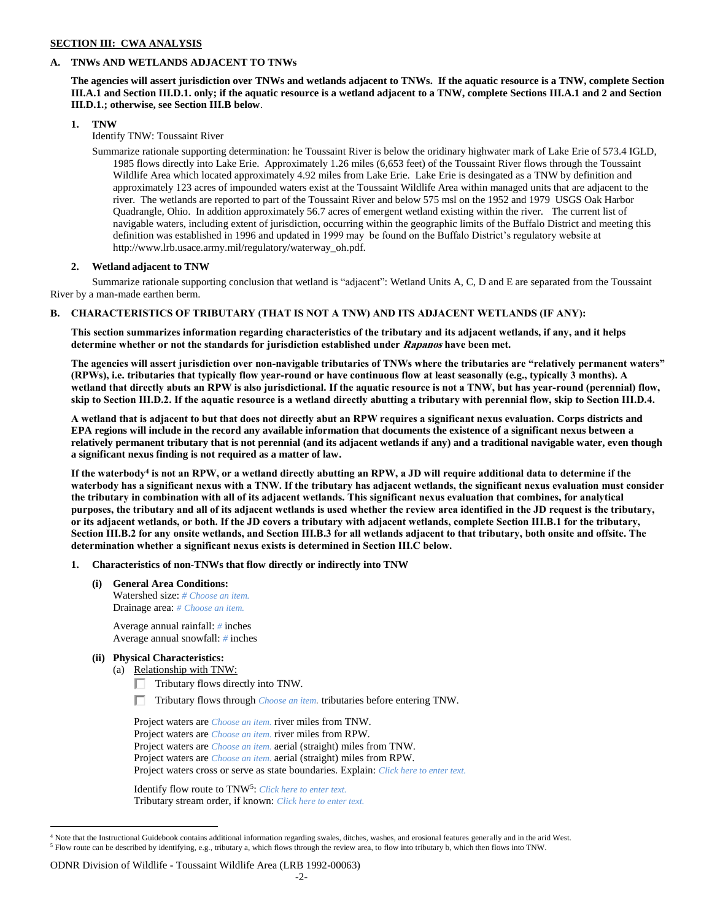**SECTION III: CWA ANALYSIS**

**A. TNWs AND WETLANDS ADJACENT TO TNWs**

**The agencies will assert jurisdiction over TNWs and wetlands adjacent to TNWs. If the aquatic resource is a TNW, complete Section III.A.1 and Section III.D.1. only; if the aquatic resource is a wetland adjacent to a TNW, complete Sections III.A.1 and 2 and Section III.D.1.; otherwise, see Section III.B below**.

**1. TNW**

Identify TNW: Toussaint River

Summarize rationale supporting determination: he Toussaint River is below the oridinary highwater mark of Lake Erie of 573.4 IGLD, 1985 flows directly into Lake Erie. Approximately 1.26 miles (6,653 feet) of the Toussaint River flows through the Toussaint Wildlife Area which located approximately 4.92 miles from Lake Erie. Lake Erie is desingated as a TNW by definition and approximately 123 acres of impounded waters exist at the Toussaint Wildlife Area within managed units that are adjacent to the river. The wetlands are reported to part of the Toussaint River and below 575 msl on the 1952 and 1979 USGS Oak Harbor Quadrangle, Ohio. In addition approximately 56.7 acres of emergent wetland existing within the river. The current list of navigable waters, including extent of jurisdiction, occurring within the geographic limits of the Buffalo District and meeting this definition was established in 1996 and updated in 1999 may be found on the Buffalo District's regulatory website at http://www.lrb.usace.army.mil/regulatory/waterway_oh.pdf.

**2. Wetland adjacent to TNW**

Summarize rationale supporting conclusion that wetland is "adjacent": Wetland Units A, C, D and E are separated from the Toussaint River by a man-made earthen berm.

**B. CHARACTERISTICS OF TRIBUTARY (THAT IS NOT A TNW) AND ITS ADJACENT WETLANDS (IF ANY):**

**This section summarizes information regarding characteristics of the tributary and its adjacent wetlands, if any, and it helps determine whether or not the standards for jurisdiction established under *Rapanos* have been met.**

**The agencies will assert jurisdiction over non-navigable tributaries of TNWs where the tributaries are "relatively permanent waters" (RPWs), i.e. tributaries that typically flow year-round or have continuous flow at least seasonally (e.g., typically 3 months). A wetland that directly abuts an RPW is also jurisdictional. If the aquatic resource is not a TNW, but has year-round (perennial) flow, skip to Section III.D.2. If the aquatic resource is a wetland directly abutting a tributary with perennial flow, skip to Section III.D.4.**

**A wetland that is adjacent to but that does not directly abut an RPW requires a significant nexus evaluation. Corps districts and EPA regions will include in the record any available information that documents the existence of a significant nexus between a relatively permanent tributary that is not perennial (and its adjacent wetlands if any) and a traditional navigable water, even though a significant nexus finding is not required as a matter of law.**

**If the waterbody[4] is not an RPW, or a wetland directly abutting an RPW, a JD will require additional data to determine if the waterbody has a significant nexus with a TNW. If the tributary has adjacent wetlands, the significant nexus evaluation must consider the tributary in combination with all of its adjacent wetlands. This significant nexus evaluation that combines, for analytical purposes, the tributary and all of its adjacent wetlands is used whether the review area identified in the JD request is the tributary, or its adjacent wetlands, or both. If the JD covers a tributary with adjacent wetlands, complete Section III.B.1 for the tributary, Section III.B.2 for any onsite wetlands, and Section III.B.3 for all wetlands adjacent to that tributary, both onsite and offsite. The determination whether a significant nexus exists is determined in Section III.C below.**

**1. Characteristics of non-TNWs that flow directly or indirectly into TNW**

**(i) General Area Conditions:**

Watershed size: *# Choose an item.*
Drainage area: *# Choose an item.*

Average annual rainfall: *#* inches
Average annual snowfall: *#* inches

**(ii) Physical Characteristics:**

(a) Relationship with TNW:

☐ Tributary flows directly into TNW.

☐ Tributary flows through *Choose an item.* tributaries before entering TNW.

Project waters are *Choose an item.* river miles from TNW.
Project waters are *Choose an item.* river miles from RPW.
Project waters are *Choose an item.* aerial (straight) miles from TNW.
Project waters are *Choose an item.* aerial (straight) miles from RPW.
Project waters cross or serve as state boundaries. Explain: *Click here to enter text.*

Identify flow route to TNW[5]: *Click here to enter text.*
Tributary stream order, if known: *Click here to enter text.*

---

[4] Note that the Instructional Guidebook contains additional information regarding swales, ditches, washes, and erosional features generally and in the arid West.
[5] Flow route can be described by identifying, e.g., tributary a, which flows through the review area, to flow into tributary b, which then flows into TNW.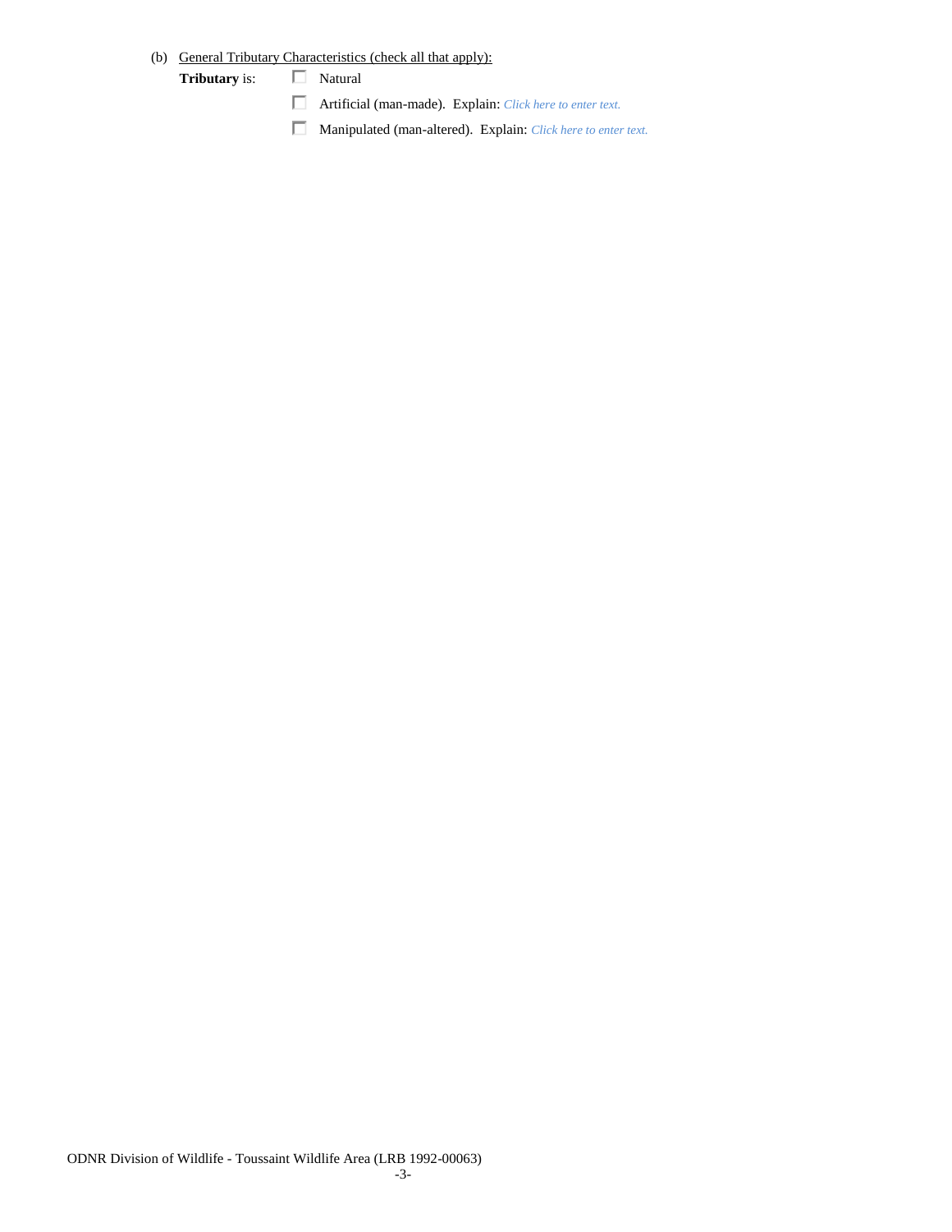(b) <u>General Tributary Characteristics (check all that apply):</u>

**Tributary** is: ☐ Natural

☐ Artificial (man-made). Explain: *Click here to enter text.*

☐ Manipulated (man-altered). Explain: *Click here to enter text.*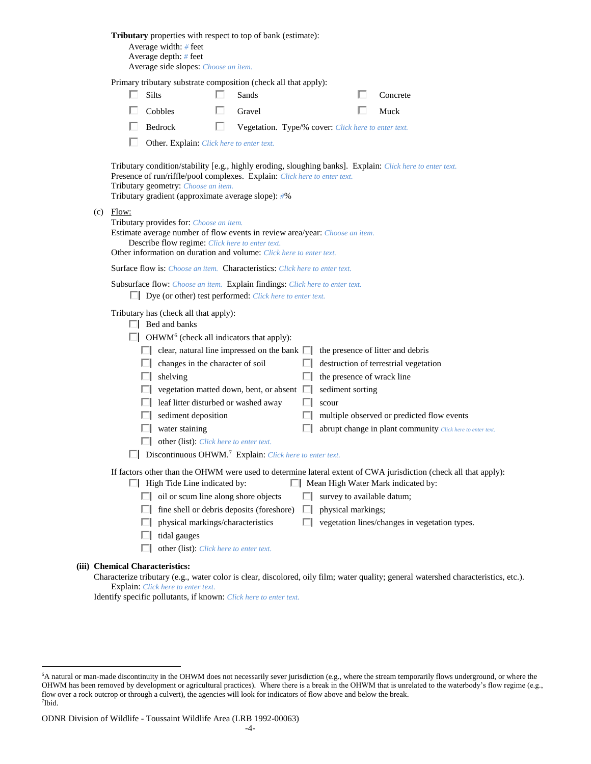**Tributary** properties with respect to top of bank (estimate):
Average width: # feet
Average depth: # feet
Average side slopes: Choose an item.

Primary tributary substrate composition (check all that apply):

- ☐ Silts
- ☐ Sands
- ☐ Concrete
- ☐ Cobbles
- ☐ Gravel
- ☐ Muck
- ☐ Bedrock
- ☐ Vegetation. Type/% cover: Click here to enter text.
- ☐ Other. Explain: Click here to enter text.

Tributary condition/stability [e.g., highly eroding, sloughing banks]. Explain: Click here to enter text.
Presence of run/riffle/pool complexes. Explain: Click here to enter text.
Tributary geometry: Choose an item.
Tributary gradient (approximate average slope): #%

(c) Flow:
Tributary provides for: Choose an item.
Estimate average number of flow events in review area/year: Choose an item.
Describe flow regime: Click here to enter text.
Other information on duration and volume: Click here to enter text.

Surface flow is: Choose an item. Characteristics: Click here to enter text.

Subsurface flow: Choose an item. Explain findings: Click here to enter text.
☐ Dye (or other) test performed: Click here to enter text.

Tributary has (check all that apply):

- ☐ Bed and banks
- ☐ OHWM[6] (check all indicators that apply):
  - ☐ clear, natural line impressed on the bank
  - ☐ changes in the character of soil
  - ☐ shelving
  - ☐ vegetation matted down, bent, or absent
  - ☐ leaf litter disturbed or washed away
  - ☐ sediment deposition
  - ☐ water staining
  - ☐ other (list): Click here to enter text.
  - ☐ the presence of litter and debris
  - ☐ destruction of terrestrial vegetation
  - ☐ the presence of wrack line
  - ☐ sediment sorting
  - ☐ scour
  - ☐ multiple observed or predicted flow events
  - ☐ abrupt change in plant community Click here to enter text.
- ☐ Discontinuous OHWM.[7] Explain: Click here to enter text.

If factors other than the OHWM were used to determine lateral extent of CWA jurisdiction (check all that apply):

- ☐ High Tide Line indicated by:
  - ☐ oil or scum line along shore objects
  - ☐ fine shell or debris deposits (foreshore)
  - ☐ physical markings/characteristics
  - ☐ tidal gauges
  - ☐ other (list): Click here to enter text.
- ☐ Mean High Water Mark indicated by:
  - ☐ survey to available datum;
  - ☐ physical markings;
  - ☐ vegetation lines/changes in vegetation types.

**(iii) Chemical Characteristics:**
Characterize tributary (e.g., water color is clear, discolored, oily film; water quality; general watershed characteristics, etc.).
Explain: Click here to enter text.
Identify specific pollutants, if known: Click here to enter text.

---

[6]A natural or man-made discontinuity in the OHWM does not necessarily sever jurisdiction (e.g., where the stream temporarily flows underground, or where the OHWM has been removed by development or agricultural practices). Where there is a break in the OHWM that is unrelated to the waterbody's flow regime (e.g., flow over a rock outcrop or through a culvert), the agencies will look for indicators of flow above and below the break.
[7]Ibid.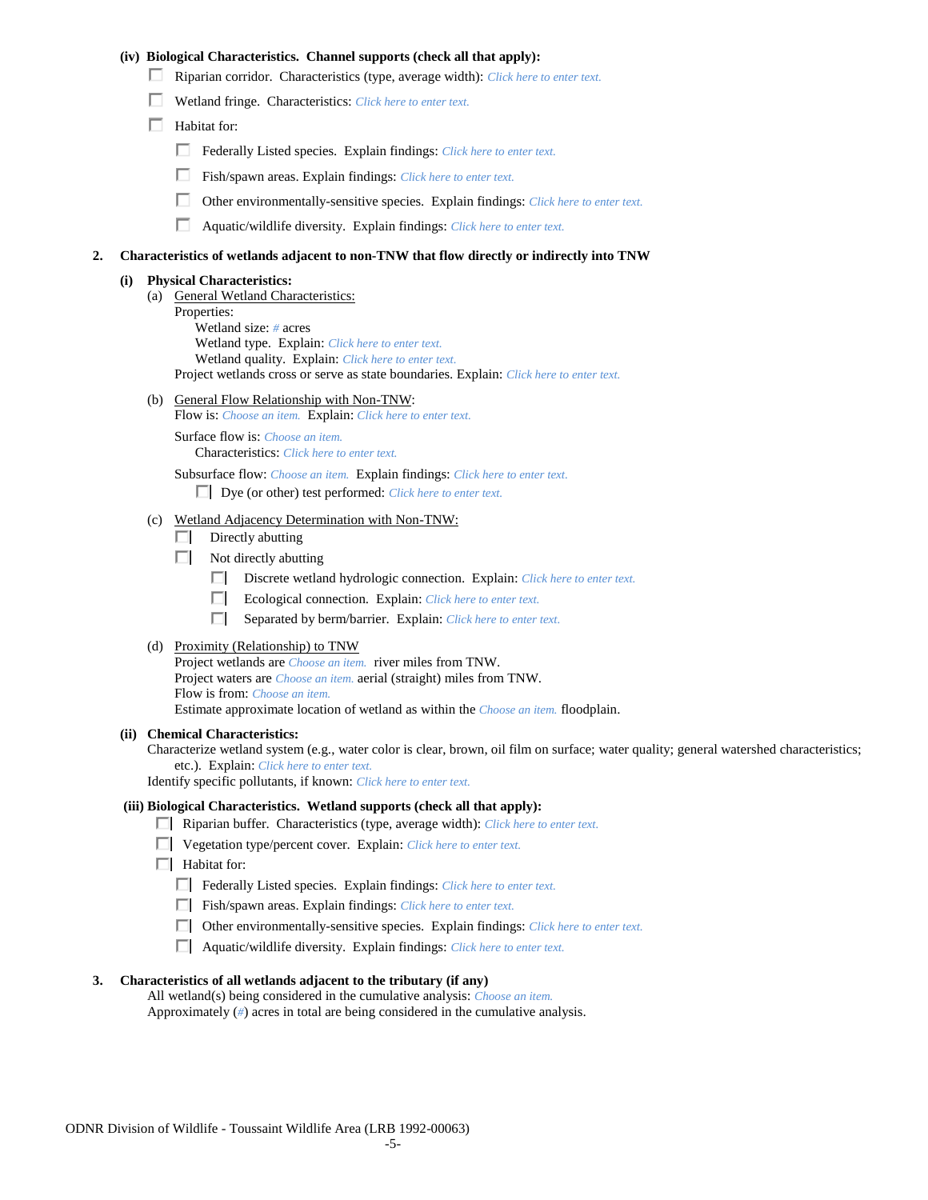**(iv) Biological Characteristics. Channel supports (check all that apply):**

- ☐ Riparian corridor. Characteristics (type, average width): *Click here to enter text.*
- ☐ Wetland fringe. Characteristics: *Click here to enter text.*
- ☐ Habitat for:
  - ☐ Federally Listed species. Explain findings: *Click here to enter text.*
  - ☐ Fish/spawn areas. Explain findings: *Click here to enter text.*
  - ☐ Other environmentally-sensitive species. Explain findings: *Click here to enter text.*
  - ☐ Aquatic/wildlife diversity. Explain findings: *Click here to enter text.*

**2. Characteristics of wetlands adjacent to non-TNW that flow directly or indirectly into TNW**

**(i) Physical Characteristics:**

(a) General Wetland Characteristics:

Properties:

Wetland size: *#* acres

Wetland type. Explain: *Click here to enter text.*

Wetland quality. Explain: *Click here to enter text.*

Project wetlands cross or serve as state boundaries. Explain: *Click here to enter text.*

(b) General Flow Relationship with Non-TNW:

Flow is: *Choose an item.* Explain: *Click here to enter text.*

Surface flow is: *Choose an item.*

Characteristics: *Click here to enter text.*

Subsurface flow: *Choose an item.* Explain findings: *Click here to enter text.*

- ☐ Dye (or other) test performed: *Click here to enter text.*

(c) Wetland Adjacency Determination with Non-TNW:

- ☐ Directly abutting
- ☐ Not directly abutting
  - ☐ Discrete wetland hydrologic connection. Explain: *Click here to enter text.*
  - ☐ Ecological connection. Explain: *Click here to enter text.*
  - ☐ Separated by berm/barrier. Explain: *Click here to enter text.*

(d) Proximity (Relationship) to TNW

Project wetlands are *Choose an item.* river miles from TNW.

Project waters are *Choose an item.* aerial (straight) miles from TNW.

Flow is from: *Choose an item.*

Estimate approximate location of wetland as within the *Choose an item.* floodplain.

**(ii) Chemical Characteristics:**

Characterize wetland system (e.g., water color is clear, brown, oil film on surface; water quality; general watershed characteristics; etc.). Explain: *Click here to enter text.*

Identify specific pollutants, if known: *Click here to enter text.*

**(iii) Biological Characteristics. Wetland supports (check all that apply):**

- ☐ Riparian buffer. Characteristics (type, average width): *Click here to enter text.*
- ☐ Vegetation type/percent cover. Explain: *Click here to enter text.*
- ☐ Habitat for:
  - ☐ Federally Listed species. Explain findings: *Click here to enter text.*
  - ☐ Fish/spawn areas. Explain findings: *Click here to enter text.*
  - ☐ Other environmentally-sensitive species. Explain findings: *Click here to enter text.*
  - ☐ Aquatic/wildlife diversity. Explain findings: *Click here to enter text.*

**3. Characteristics of all wetlands adjacent to the tributary (if any)**

All wetland(s) being considered in the cumulative analysis: *Choose an item.*

Approximately (*#*) acres in total are being considered in the cumulative analysis.

ODNR Division of Wildlife - Toussaint Wildlife Area (LRB 1992-00063)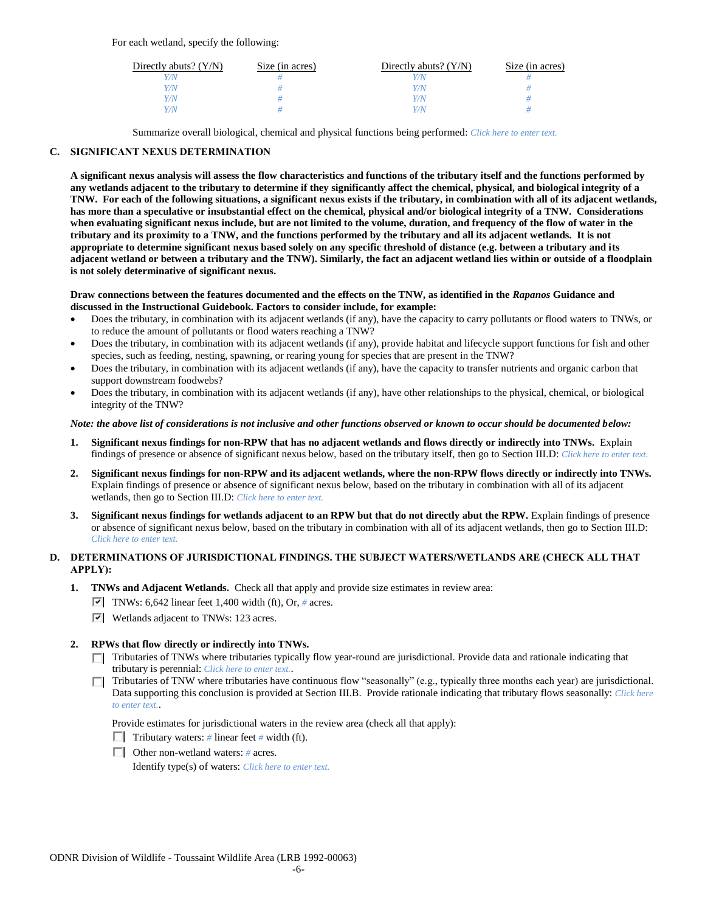For each wetland, specify the following:

| Directly abuts? (Y/N) | Size (in acres) | Directly abuts? (Y/N) | Size (in acres) |
|---|---|---|---|
| Y/N | # | Y/N | # |
| Y/N | # | Y/N | # |
| Y/N | # | Y/N | # |
| Y/N | # | Y/N | # |

Summarize overall biological, chemical and physical functions being performed: *Click here to enter text.*

**C. SIGNIFICANT NEXUS DETERMINATION**

**A significant nexus analysis will assess the flow characteristics and functions of the tributary itself and the functions performed by any wetlands adjacent to the tributary to determine if they significantly affect the chemical, physical, and biological integrity of a TNW. For each of the following situations, a significant nexus exists if the tributary, in combination with all of its adjacent wetlands, has more than a speculative or insubstantial effect on the chemical, physical and/or biological integrity of a TNW. Considerations when evaluating significant nexus include, but are not limited to the volume, duration, and frequency of the flow of water in the tributary and its proximity to a TNW, and the functions performed by the tributary and all its adjacent wetlands. It is not appropriate to determine significant nexus based solely on any specific threshold of distance (e.g. between a tributary and its adjacent wetland or between a tributary and the TNW). Similarly, the fact an adjacent wetland lies within or outside of a floodplain is not solely determinative of significant nexus.**

**Draw connections between the features documented and the effects on the TNW, as identified in the *Rapanos* Guidance and discussed in the Instructional Guidebook. Factors to consider include, for example:**

- Does the tributary, in combination with its adjacent wetlands (if any), have the capacity to carry pollutants or flood waters to TNWs, or to reduce the amount of pollutants or flood waters reaching a TNW?
- Does the tributary, in combination with its adjacent wetlands (if any), provide habitat and lifecycle support functions for fish and other species, such as feeding, nesting, spawning, or rearing young for species that are present in the TNW?
- Does the tributary, in combination with its adjacent wetlands (if any), have the capacity to transfer nutrients and organic carbon that support downstream foodwebs?
- Does the tributary, in combination with its adjacent wetlands (if any), have other relationships to the physical, chemical, or biological integrity of the TNW?

***Note: the above list of considerations is not inclusive and other functions observed or known to occur should be documented below:***

1. **Significant nexus findings for non-RPW that has no adjacent wetlands and flows directly or indirectly into TNWs.** Explain findings of presence or absence of significant nexus below, based on the tributary itself, then go to Section III.D: *Click here to enter text.*

2. **Significant nexus findings for non-RPW and its adjacent wetlands, where the non-RPW flows directly or indirectly into TNWs.** Explain findings of presence or absence of significant nexus below, based on the tributary in combination with all of its adjacent wetlands, then go to Section III.D: *Click here to enter text.*

3. **Significant nexus findings for wetlands adjacent to an RPW but that do not directly abut the RPW.** Explain findings of presence or absence of significant nexus below, based on the tributary in combination with all of its adjacent wetlands, then go to Section III.D: *Click here to enter text.*

**D. DETERMINATIONS OF JURISDICTIONAL FINDINGS. THE SUBJECT WATERS/WETLANDS ARE (CHECK ALL THAT APPLY):**

1. **TNWs and Adjacent Wetlands.** Check all that apply and provide size estimates in review area:
   - [x] TNWs: 6,642 linear feet 1,400 width (ft), Or, # acres.
   - [x] Wetlands adjacent to TNWs: 123 acres.

2. **RPWs that flow directly or indirectly into TNWs.**
   - [ ] Tributaries of TNWs where tributaries typically flow year-round are jurisdictional. Provide data and rationale indicating that tributary is perennial: *Click here to enter text.*.
   - [ ] Tributaries of TNW where tributaries have continuous flow "seasonally" (e.g., typically three months each year) are jurisdictional. Data supporting this conclusion is provided at Section III.B. Provide rationale indicating that tributary flows seasonally: *Click here to enter text.*.

   Provide estimates for jurisdictional waters in the review area (check all that apply):
   - [ ] Tributary waters: # linear feet # width (ft).
   - [ ] Other non-wetland waters: # acres.
     Identify type(s) of waters: *Click here to enter text.*

ODNR Division of Wildlife - Toussaint Wildlife Area (LRB 1992-00063)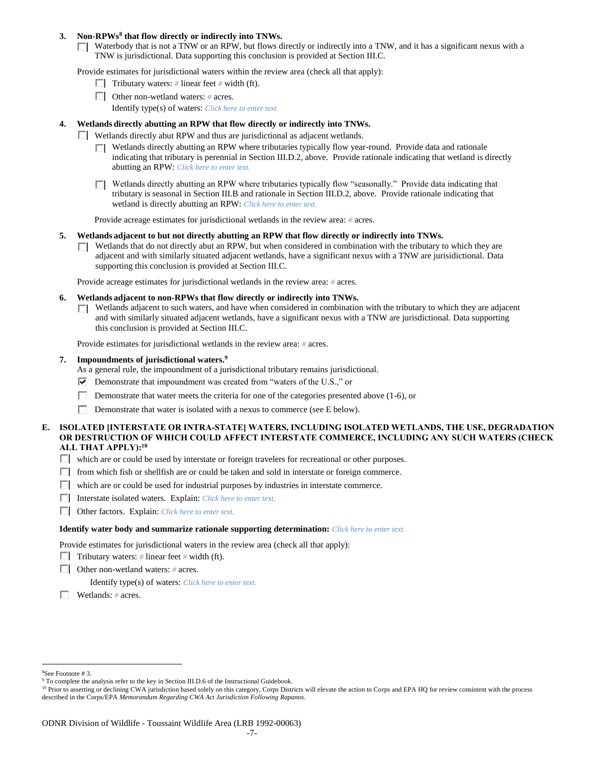**3. Non-RPWs[8] that flow directly or indirectly into TNWs.**

☐ Waterbody that is not a TNW or an RPW, but flows directly or indirectly into a TNW, and it has a significant nexus with a TNW is jurisdictional. Data supporting this conclusion is provided at Section III.C.

Provide estimates for jurisdictional waters within the review area (check all that apply):

- ☐ Tributary waters: # linear feet # width (ft).
- ☐ Other non-wetland waters: # acres.
  Identify type(s) of waters: *Click here to enter text.*

**4. Wetlands directly abutting an RPW that flow directly or indirectly into TNWs.**

☐ Wetlands directly abut RPW and thus are jurisdictional as adjacent wetlands.

- ☐ Wetlands directly abutting an RPW where tributaries typically flow year-round. Provide data and rationale indicating that tributary is perennial in Section III.D.2, above. Provide rationale indicating that wetland is directly abutting an RPW: *Click here to enter text.*

- ☐ Wetlands directly abutting an RPW where tributaries typically flow "seasonally." Provide data indicating that tributary is seasonal in Section III.B and rationale in Section III.D.2, above. Provide rationale indicating that wetland is directly abutting an RPW: *Click here to enter text.*

Provide acreage estimates for jurisdictional wetlands in the review area: # acres.

**5. Wetlands adjacent to but not directly abutting an RPW that flow directly or indirectly into TNWs.**

☐ Wetlands that do not directly abut an RPW, but when considered in combination with the tributary to which they are adjacent and with similarly situated adjacent wetlands, have a significant nexus with a TNW are jurisidictional. Data supporting this conclusion is provided at Section III.C.

Provide acreage estimates for jurisdictional wetlands in the review area: # acres.

**6. Wetlands adjacent to non-RPWs that flow directly or indirectly into TNWs.**

☐ Wetlands adjacent to such waters, and have when considered in combination with the tributary to which they are adjacent and with similarly situated adjacent wetlands, have a significant nexus with a TNW are jurisdictional. Data supporting this conclusion is provided at Section III.C.

Provide estimates for jurisdictional wetlands in the review area: # acres.

**7. Impoundments of jurisdictional waters.[9]**

As a general rule, the impoundment of a jurisdictional tributary remains jurisdictional.

- ☑ Demonstrate that impoundment was created from "waters of the U.S.," or
- ☐ Demonstrate that water meets the criteria for one of the categories presented above (1-6), or
- ☐ Demonstrate that water is isolated with a nexus to commerce (see E below).

**E. ISOLATED [INTERSTATE OR INTRA-STATE] WATERS, INCLUDING ISOLATED WETLANDS, THE USE, DEGRADATION OR DESTRUCTION OF WHICH COULD AFFECT INTERSTATE COMMERCE, INCLUDING ANY SUCH WATERS (CHECK ALL THAT APPLY):[10]**

- ☐ which are or could be used by interstate or foreign travelers for recreational or other purposes.
- ☐ from which fish or shellfish are or could be taken and sold in interstate or foreign commerce.
- ☐ which are or could be used for industrial purposes by industries in interstate commerce.
- ☐ Interstate isolated waters. Explain: *Click here to enter text.*
- ☐ Other factors. Explain: *Click here to enter text.*

**Identify water body and summarize rationale supporting determination:** *Click here to enter text.*

Provide estimates for jurisdictional waters in the review area (check all that apply):

- ☐ Tributary waters: # linear feet # width (ft).
- ☐ Other non-wetland waters: # acres.
  Identify type(s) of waters: *Click here to enter text.*
- ☐ Wetlands: # acres.

---

[8]See Footnote # 3.

[9] To complete the analysis refer to the key in Section III.D.6 of the Instructional Guidebook.

[10] Prior to asserting or declining CWA jurisdiction based solely on this category, Corps Districts will elevate the action to Corps and EPA HQ for review consistent with the process described in the Corps/EPA *Memorandum Regarding CWA Act Jurisdiction Following Rapanos.*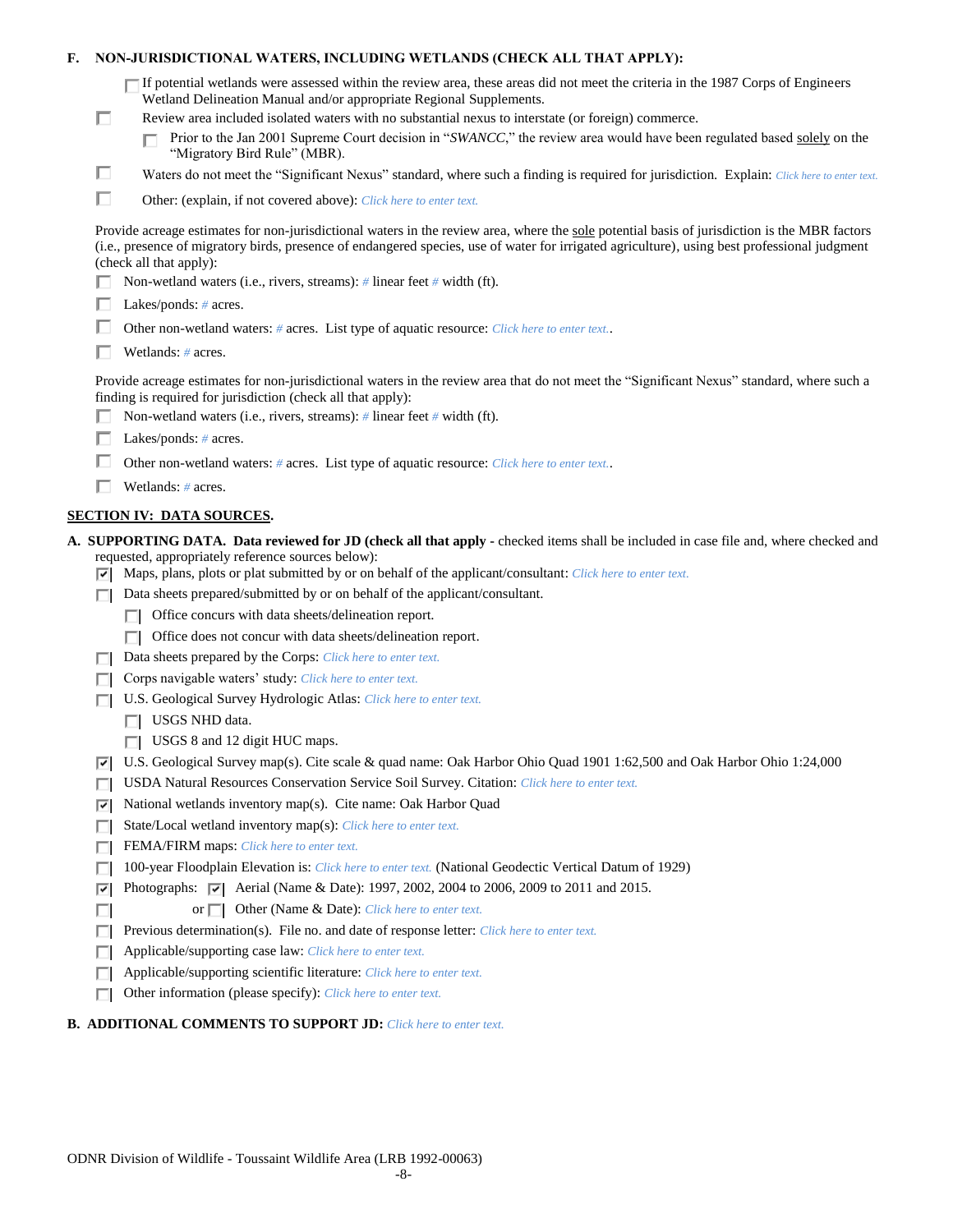**F. NON-JURISDICTIONAL WATERS, INCLUDING WETLANDS (CHECK ALL THAT APPLY):**

☐ If potential wetlands were assessed within the review area, these areas did not meet the criteria in the 1987 Corps of Engineers Wetland Delineation Manual and/or appropriate Regional Supplements.

☐ Review area included isolated waters with no substantial nexus to interstate (or foreign) commerce.

- ☐ Prior to the Jan 2001 Supreme Court decision in "*SWANCC*," the review area would have been regulated based solely on the "Migratory Bird Rule" (MBR).

☐ Waters do not meet the "Significant Nexus" standard, where such a finding is required for jurisdiction. Explain: *Click here to enter text.*

☐ Other: (explain, if not covered above): *Click here to enter text.*

Provide acreage estimates for non-jurisdictional waters in the review area, where the sole potential basis of jurisdiction is the MBR factors (i.e., presence of migratory birds, presence of endangered species, use of water for irrigated agriculture), using best professional judgment (check all that apply):

☐ Non-wetland waters (i.e., rivers, streams): *#* linear feet *#* width (ft).

☐ Lakes/ponds: *#* acres.

☐ Other non-wetland waters: *#* acres. List type of aquatic resource: *Click here to enter text.*.

☐ Wetlands: *#* acres.

Provide acreage estimates for non-jurisdictional waters in the review area that do not meet the "Significant Nexus" standard, where such a finding is required for jurisdiction (check all that apply):

☐ Non-wetland waters (i.e., rivers, streams): *#* linear feet *#* width (ft).

☐ Lakes/ponds: *#* acres.

☐ Other non-wetland waters: *#* acres. List type of aquatic resource: *Click here to enter text.*.

☐ Wetlands: *#* acres.

## SECTION IV: DATA SOURCES.

**A. SUPPORTING DATA. Data reviewed for JD (check all that apply** - checked items shall be included in case file and, where checked and requested, appropriately reference sources below):

☑ Maps, plans, plots or plat submitted by or on behalf of the applicant/consultant: *Click here to enter text.*

☐ Data sheets prepared/submitted by or on behalf of the applicant/consultant.

- ☐ Office concurs with data sheets/delineation report.
- ☐ Office does not concur with data sheets/delineation report.

☐ Data sheets prepared by the Corps: *Click here to enter text.*

☐ Corps navigable waters' study: *Click here to enter text.*

☐ U.S. Geological Survey Hydrologic Atlas: *Click here to enter text.*

- ☐ USGS NHD data.
- ☐ USGS 8 and 12 digit HUC maps.

☑ U.S. Geological Survey map(s). Cite scale & quad name: Oak Harbor Ohio Quad 1901 1:62,500 and Oak Harbor Ohio 1:24,000

☐ USDA Natural Resources Conservation Service Soil Survey. Citation: *Click here to enter text.*

☑ National wetlands inventory map(s). Cite name: Oak Harbor Quad

☐ State/Local wetland inventory map(s): *Click here to enter text.*

☐ FEMA/FIRM maps: *Click here to enter text.*

☐ 100-year Floodplain Elevation is: *Click here to enter text.* (National Geodectic Vertical Datum of 1929)

☑ Photographs: ☑ Aerial (Name & Date): 1997, 2002, 2004 to 2006, 2009 to 2011 and 2015.

☐ or ☐ Other (Name & Date): *Click here to enter text.*

☐ Previous determination(s). File no. and date of response letter: *Click here to enter text.*

☐ Applicable/supporting case law: *Click here to enter text.*

☐ Applicable/supporting scientific literature: *Click here to enter text.*

☐ Other information (please specify): *Click here to enter text.*

**B. ADDITIONAL COMMENTS TO SUPPORT JD:** *Click here to enter text.*

ODNR Division of Wildlife - Toussaint Wildlife Area (LRB 1992-00063)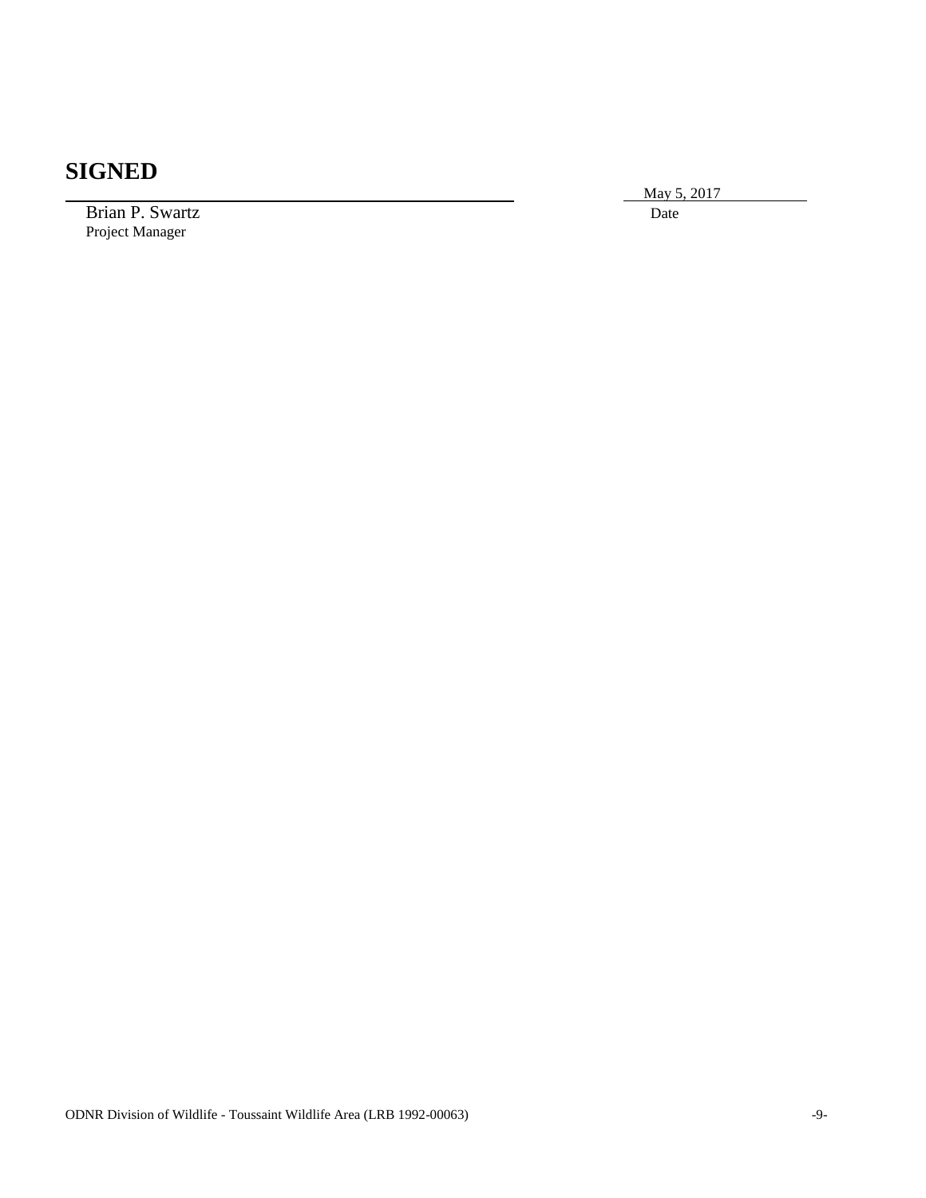**SIGNED**

Brian P. Swartz
Project Manager

May 5, 2017
Date